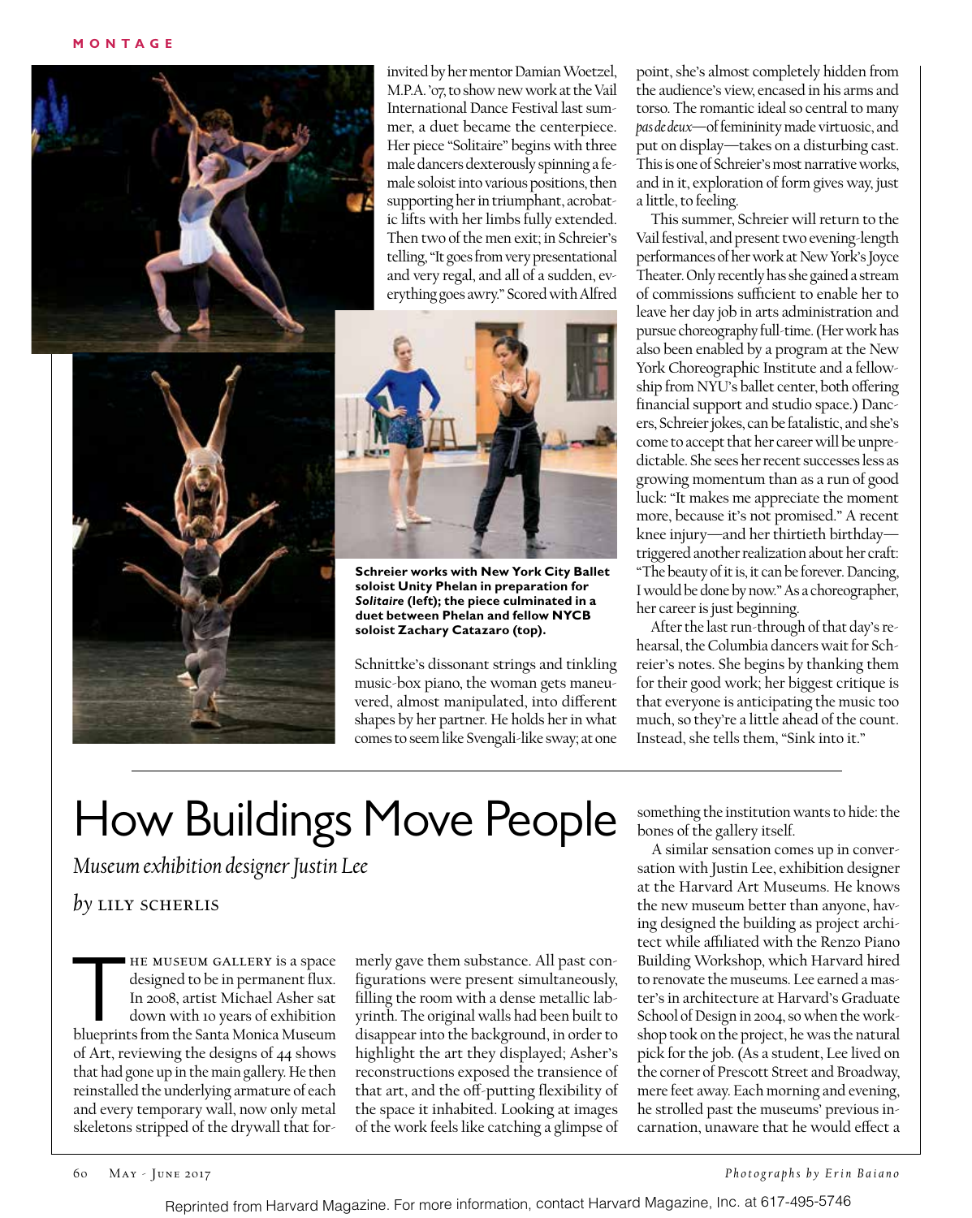invited by her mentor Damian Woetzel, M.P.A. '07, to show new work at the Vail International Dance Festival last summer, a duet became the centerpiece. Her piece "Solitaire" begins with three male dancers dexterously spinning a female soloist into various positions, then supporting her in triumphant, acrobatic lifts with her limbs fully extended. Then two of the men exit; in Schreier's telling, "It goes from very presentational and very regal, and all of a sudden, everything goes awry." Scored with Alfred Schnittke's dissonant strings and tinkling music-box piano, the woman gets maneuvered, almost manipulated, into different shapes by her partner. He holds her in what comes to seem like Svengali-like sway; at one point, she's almost completely hidden from the audience's view, encased in his arms and torso. The romantic ideal so central to many *pas de deux*—of femininity made virtuosic, and put on display—takes on a disturbing cast. This is one of Schreier's most narrative works, and in it, exploration of form gives way, just a little, to feeling.

**Schreier works with New York City Ballet soloist Unity Phelan in preparation for *Solitaire* (left); the piece culminated in a duet between Phelan and fellow NYCB soloist Zachary Catazaro (top).**

This summer, Schreier will return to the Vail festival, and present two evening-length performances of her work at New York's Joyce Theater. Only recently has she gained a stream of commissions sufficient to enable her to leave her day job in arts administration and pursue choreography full-time. (Her work has also been enabled by a program at the New York Choreographic Institute and a fellowship from NYU's ballet center, both offering financial support and studio space.) Dancers, Schreier jokes, can be fatalistic, and she's come to accept that her career will be unpredictable. She sees her recent successes less as growing momentum than as a run of good luck: "It makes me appreciate the moment more, because it's not promised." A recent knee injury—and her thirtieth birthday—triggered another realization about her craft: "The beauty of it is, it can be forever. Dancing, I would be done by now." As a choreographer, her career is just beginning.

After the last run-through of that day's rehearsal, the Columbia dancers wait for Schreier's notes. She begins by thanking them for their good work; her biggest critique is that everyone is anticipating the music too much, so they're a little ahead of the count. Instead, she tells them, "Sink into it."

Photographs by Erin Baiano

# How Buildings Move People

*Museum exhibition designer Justin Lee*

*by* LILY SCHERLIS

THE MUSEUM GALLERY is a space designed to be in permanent flux. In 2008, artist Michael Asher sat down with 10 years of exhibition blueprints from the Santa Monica Museum of Art, reviewing the designs of 44 shows that had gone up in the main gallery. He then reinstalled the underlying armature of each and every temporary wall, now only metal skeletons stripped of the drywall that formerly gave them substance. All past configurations were present simultaneously, filling the room with a dense metallic labyrinth. The original walls had been built to disappear into the background, in order to highlight the art they displayed; Asher's reconstructions exposed the transience of that art, and the off-putting flexibility of the space it inhabited. Looking at images of the work feels like catching a glimpse of something the institution wants to hide: the bones of the gallery itself.

A similar sensation comes up in conversation with Justin Lee, exhibition designer at the Harvard Art Museums. He knows the new museum better than anyone, having designed the building as project architect while affiliated with the Renzo Piano Building Workshop, which Harvard hired to renovate the museums. Lee earned a master's in architecture at Harvard's Graduate School of Design in 2004, so when the workshop took on the project, he was the natural pick for the job. (As a student, Lee lived on the corner of Prescott Street and Broadway, mere feet away. Each morning and evening, he strolled past the museums' previous incarnation, unaware that he would effect a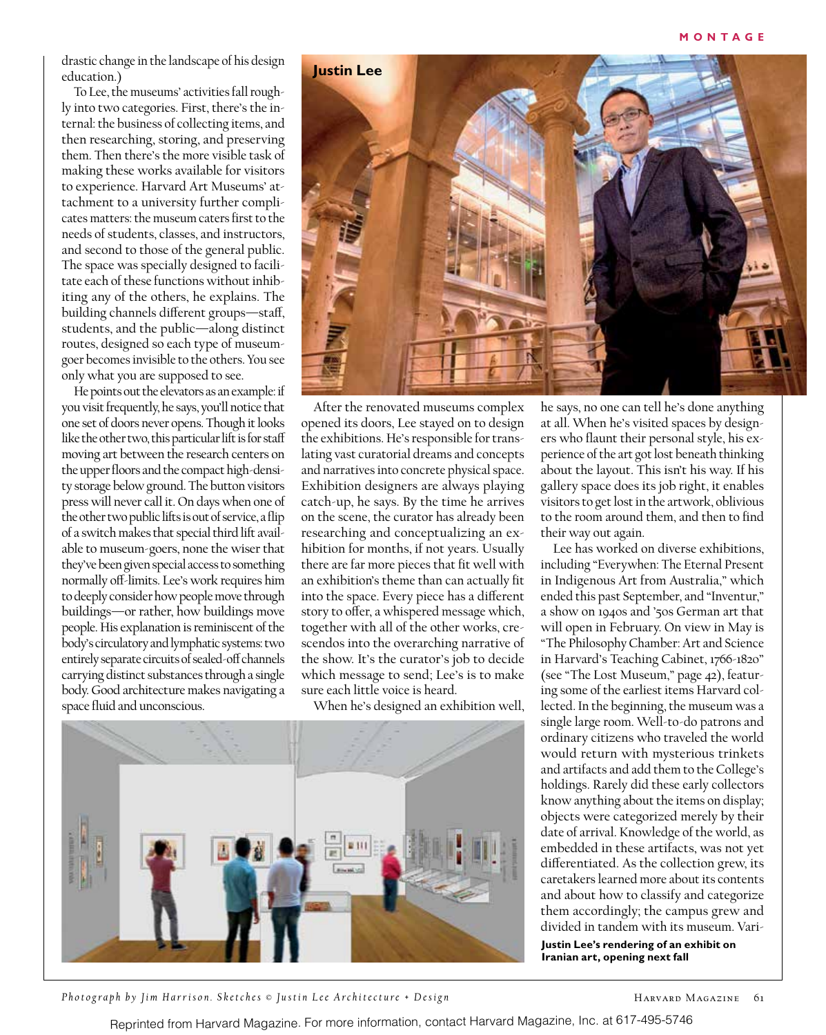drastic change in the landscape of his design education.)

To Lee, the museums' activities fall roughly into two categories. First, there's the internal: the business of collecting items, and then researching, storing, and preserving them. Then there's the more visible task of making these works available for visitors to experience. Harvard Art Museums' attachment to a university further complicates matters: the museum caters first to the needs of students, classes, and instructors, and second to those of the general public. The space was specially designed to facilitate each of these functions without inhibiting any of the others, he explains. The building channels different groups—staff, students, and the public—along distinct routes, designed so each type of museumgoer becomes invisible to the others. You see only what you are supposed to see.

He points out the elevators as an example: if you visit frequently, he says, you'll notice that one set of doors never opens. Though it looks like the other two, this particular lift is for staff moving art between the research centers on the upper floors and the compact high-density storage below ground. The button visitors press will never call it. On days when one of the other two public lifts is out of service, a flip of a switch makes that special third lift available to museum-goers, none the wiser that they've been given special access to something normally off-limits. Lee's work requires him to deeply consider how people move through buildings—or rather, how buildings move people. His explanation is reminiscent of the body's circulatory and lymphatic systems: two entirely separate circuits of sealed-off channels carrying distinct substances through a single body. Good architecture makes navigating a space fluid and unconscious.

**Justin Lee**

After the renovated museums complex opened its doors, Lee stayed on to design the exhibitions. He's responsible for translating vast curatorial dreams and concepts and narratives into concrete physical space. Exhibition designers are always playing catch-up, he says. By the time he arrives on the scene, the curator has already been researching and conceptualizing an exhibition for months, if not years. Usually there are far more pieces that fit well with an exhibition's theme than can actually fit into the space. Every piece has a different story to offer, a whispered message which, together with all of the other works, crescendos into the overarching narrative of the show. It's the curator's job to decide which message to send; Lee's is to make sure each little voice is heard.

When he's designed an exhibition well, he says, no one can tell he's done anything at all. When he's visited spaces by designers who flaunt their personal style, his experience of the art got lost beneath thinking about the layout. This isn't his way. If his gallery space does its job right, it enables visitors to get lost in the artwork, oblivious to the room around them, and then to find their way out again.

Lee has worked on diverse exhibitions, including "Everywhen: The Eternal Present in Indigenous Art from Australia," which ended this past September, and "Inventur," a show on 1940s and '50s German art that will open in February. On view in May is "The Philosophy Chamber: Art and Science in Harvard's Teaching Cabinet, 1766-1820" (see "The Lost Museum," page 42), featuring some of the earliest items Harvard collected. In the beginning, the museum was a single large room. Well-to-do patrons and ordinary citizens who traveled the world would return with mysterious trinkets and artifacts and add them to the College's holdings. Rarely did these early collectors know anything about the items on display; objects were categorized merely by their date of arrival. Knowledge of the world, as embedded in these artifacts, was not yet differentiated. As the collection grew, its caretakers learned more about its contents and about how to classify and categorize them accordingly; the campus grew and divided in tandem with its museum. Vari-

**Justin Lee's rendering of an exhibit on Iranian art, opening next fall**

*Photograph by Jim Harrison. Sketches © Justin Lee Architecture + Design*

Reprinted from Harvard Magazine. For more information, contact Harvard Magazine, Inc. at 617-495-5746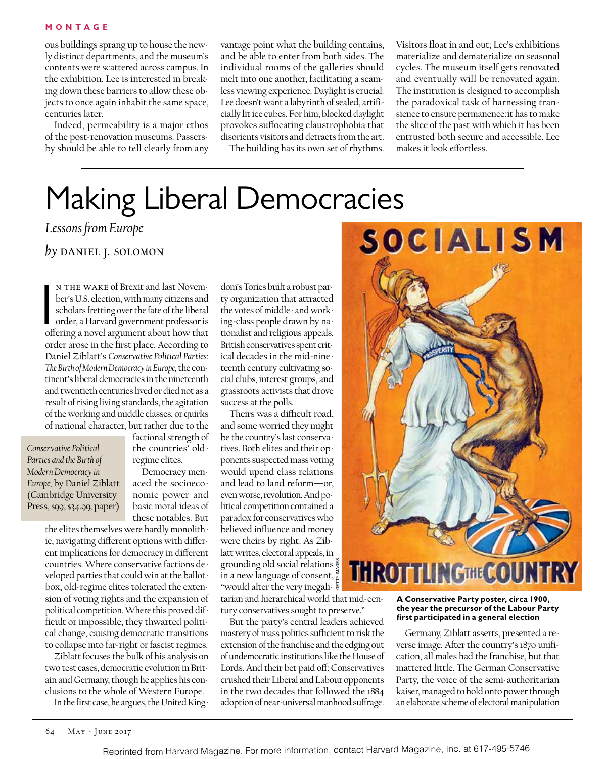ous buildings sprang up to house the newly distinct departments, and the museum's contents were scattered across campus. In the exhibition, Lee is interested in breaking down these barriers to allow these objects to once again inhabit the same space, centuries later.

Indeed, permeability is a major ethos of the post-renovation museums. Passersby should be able to tell clearly from any vantage point what the building contains, and be able to enter from both sides. The individual rooms of the galleries should melt into one another, facilitating a seamless viewing experience. Daylight is crucial: Lee doesn't want a labyrinth of sealed, artificially lit ice cubes. For him, blocked daylight provokes suffocating claustrophobia that disorients visitors and detracts from the art.

The building has its own set of rhythms. Visitors float in and out; Lee's exhibitions materialize and dematerialize on seasonal cycles. The museum itself gets renovated and eventually will be renovated again. The institution is designed to accomplish the paradoxical task of harnessing transience to ensure permanence: it has to make the slice of the past with which it has been entrusted both secure and accessible. Lee makes it look effortless.

# Making Liberal Democracies

*Lessons from Europe*

*by* DANIEL J. SOLOMON

In the wake of Brexit and last November's U.S. election, with many citizens and scholars fretting over the fate of the liberal order, a Harvard government professor is offering a novel argument about how that order arose in the first place. According to Daniel Ziblatt's *Conservative Political Parties: The Birth of Modern Democracy in Europe,* the continent's liberal democracies in the nineteenth and twentieth centuries lived or died not as a result of rising living standards, the agitation of the working and middle classes, or quirks of national character, but rather due to the factional strength of the countries' old-regime elites.

*Conservative Political Parties and the Birth of Modern Democracy in Europe,* by Daniel Ziblatt (Cambridge University Press, $99; $34.99, paper)

Democracy menaced the socioeconomic power and basic moral ideas of these notables. But the elites themselves were hardly monolithic, navigating different options with different implications for democracy in different countries. Where conservative factions developed parties that could win at the ballot-box, old-regime elites tolerated the extension of voting rights and the expansion of political competition. Where this proved difficult or impossible, they thwarted political change, causing democratic transitions to collapse into far-right or fascist regimes.

Ziblatt focuses the bulk of his analysis on two test cases, democratic evolution in Britain and Germany, though he applies his conclusions to the whole of Western Europe.

In the first case, he argues, the United Kingdom's Tories built a robust party organization that attracted the votes of middle- and working-class people drawn by nationalist and religious appeals. British conservatives spent critical decades in the mid-nineteenth century cultivating social clubs, interest groups, and grassroots activists that drove success at the polls.

Theirs was a difficult road, and some worried they might be the country's last conservatives. Both elites and their opponents suspected mass voting would upend class relations and lead to land reform—or, even worse, revolution. And political competition contained a paradox for conservatives who believed influence and money were theirs by right. As Ziblatt writes, electoral appeals, in grounding old social relations in a new language of consent, "would alter the very inegalitarian and hierarchical world that mid-century conservatives sought to preserve."

But the party's central leaders achieved mastery of mass politics sufficient to risk the extension of the franchise and the edging out of undemocratic institutions like the House of Lords. And their bet paid off: Conservatives crushed their Liberal and Labour opponents in the two decades that followed the 1884 adoption of near-universal manhood suffrage.

SOCIALISM

PROSPERITY

THROTTLING THE COUNTRY

GETTY IMAGES

**A Conservative Party poster, circa 1900, the year the precursor of the Labour Party first participated in a general election**

Germany, Ziblatt asserts, presented a reverse image. After the country's 1870 unification, all males had the franchise, but that mattered little. The German Conservative Party, the voice of the semi-authoritarian kaiser, managed to hold onto power through an elaborate scheme of electoral manipulation

Reprinted from Harvard Magazine. For more information, contact Harvard Magazine, Inc. at 617-495-5746